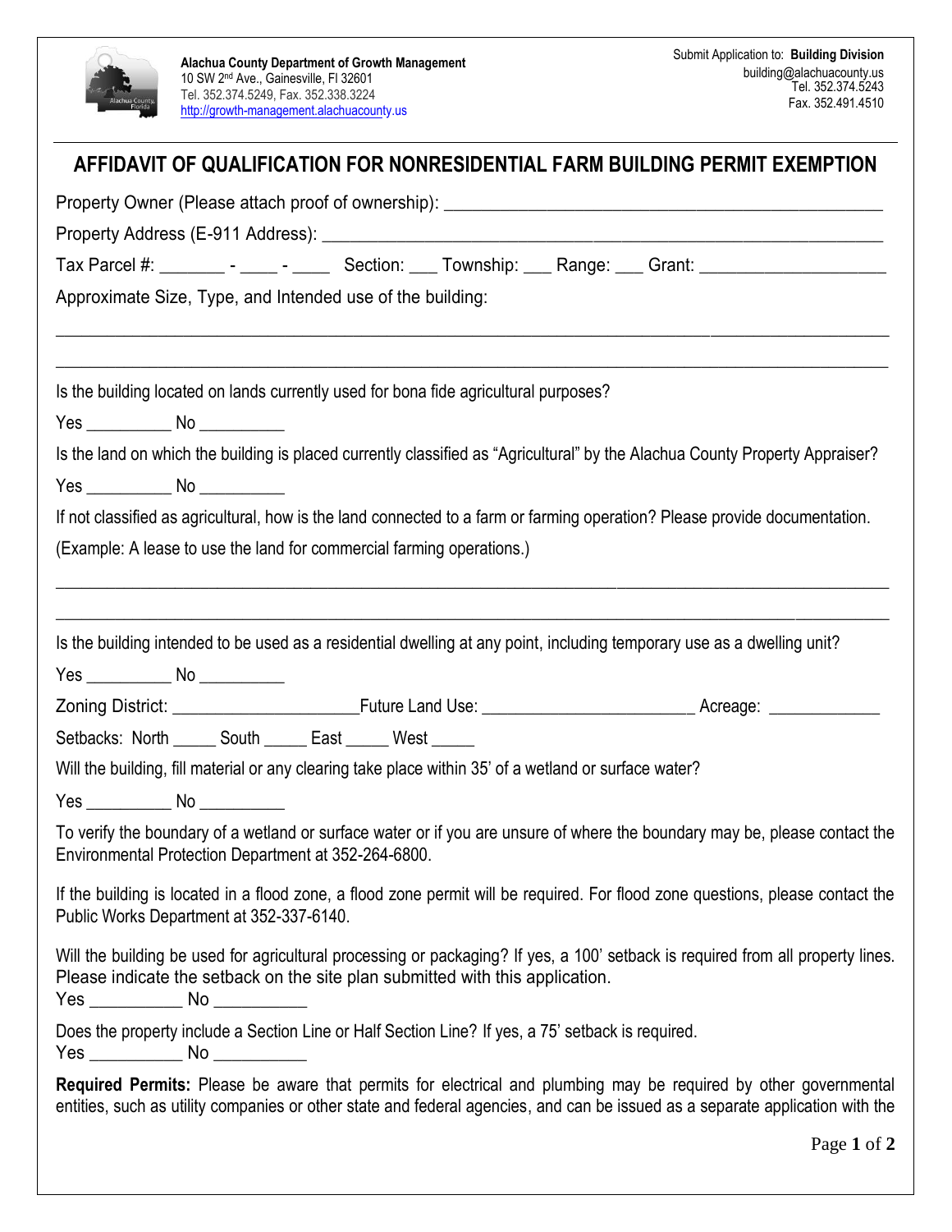**Alachua County Department of Growth Management**
10 SW 2nd Ave., Gainesville, Fl 32601
Tel. 352.374.5249, Fax. 352.338.3224
http://growth-management.alachuacounty.us

Submit Application to: **Building Division**
building@alachuacounty.us
Tel. 352.374.5243
Fax. 352.491.4510

# AFFIDAVIT OF QUALIFICATION FOR NONRESIDENTIAL FARM BUILDING PERMIT EXEMPTION

Property Owner (Please attach proof of ownership): ______________________________________________

Property Address (E-911 Address): ________________________________________________________

Tax Parcel #: _______ - ____ - ____ Section: ___ Township: ___ Range: ___ Grant: ____________________

Approximate Size, Type, and Intended use of the building:

_____________________________________________________________________________________

_____________________________________________________________________________________

Is the building located on lands currently used for bona fide agricultural purposes?

Yes __________ No __________

Is the land on which the building is placed currently classified as "Agricultural" by the Alachua County Property Appraiser?

Yes __________ No __________

If not classified as agricultural, how is the land connected to a farm or farming operation? Please provide documentation.

(Example: A lease to use the land for commercial farming operations.)

_____________________________________________________________________________________

_____________________________________________________________________________________

Is the building intended to be used as a residential dwelling at any point, including temporary use as a dwelling unit?

Yes __________ No __________

Zoning District: _____________________Future Land Use: ________________________ Acreage: _____________

Setbacks: North _____ South _____ East _____ West _____

Will the building, fill material or any clearing take place within 35' of a wetland or surface water?

Yes __________ No __________

To verify the boundary of a wetland or surface water or if you are unsure of where the boundary may be, please contact the Environmental Protection Department at 352-264-6800.

If the building is located in a flood zone, a flood zone permit will be required. For flood zone questions, please contact the Public Works Department at 352-337-6140.

Will the building be used for agricultural processing or packaging? If yes, a 100' setback is required from all property lines. Please indicate the setback on the site plan submitted with this application.
Yes ___________ No ___________

Does the property include a Section Line or Half Section Line? If yes, a 75' setback is required.
Yes ___________ No ___________

**Required Permits:** Please be aware that permits for electrical and plumbing may be required by other governmental entities, such as utility companies or other state and federal agencies, and can be issued as a separate application with the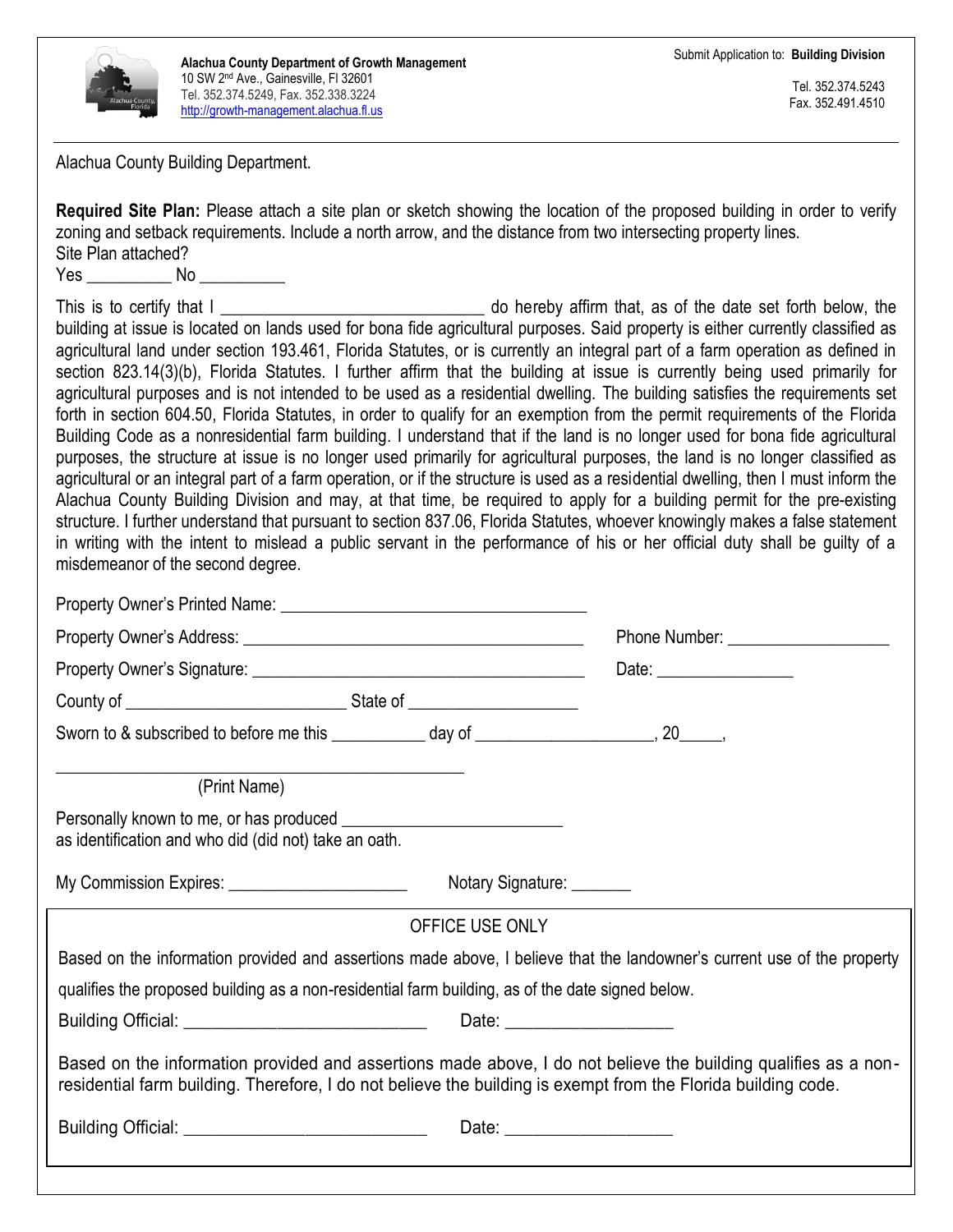**Alachua County Department of Growth Management**
10 SW 2nd Ave., Gainesville, Fl 32601
Tel. 352.374.5249, Fax. 352.338.3224
http://growth-management.alachua.fl.us

Submit Application to: **Building Division**

Tel. 352.374.5243
Fax. 352.491.4510

---

Alachua County Building Department.

**Required Site Plan:** Please attach a site plan or sketch showing the location of the proposed building in order to verify zoning and setback requirements. Include a north arrow, and the distance from two intersecting property lines.
Site Plan attached?
Yes __________ No __________

This is to certify that I ______________________________ do hereby affirm that, as of the date set forth below, the building at issue is located on lands used for bona fide agricultural purposes. Said property is either currently classified as agricultural land under section 193.461, Florida Statutes, or is currently an integral part of a farm operation as defined in section 823.14(3)(b), Florida Statutes. I further affirm that the building at issue is currently being used primarily for agricultural purposes and is not intended to be used as a residential dwelling. The building satisfies the requirements set forth in section 604.50, Florida Statutes, in order to qualify for an exemption from the permit requirements of the Florida Building Code as a nonresidential farm building. I understand that if the land is no longer used for bona fide agricultural purposes, the structure at issue is no longer used primarily for agricultural purposes, the land is no longer classified as agricultural or an integral part of a farm operation, or if the structure is used as a residential dwelling, then I must inform the Alachua County Building Division and may, at that time, be required to apply for a building permit for the pre-existing structure. I further understand that pursuant to section 837.06, Florida Statutes, whoever knowingly makes a false statement in writing with the intent to mislead a public servant in the performance of his or her official duty shall be guilty of a misdemeanor of the second degree.

Property Owner's Printed Name: ___________________________________

Property Owner's Address: ________________________________________ Phone Number: ___________________

Property Owner's Signature: _______________________________________ Date: ________________

County of _________________________ State of ___________________

Sworn to & subscribed to before me this __________ day of ___________________, 20_____,

_______________________________________________
(Print Name)

Personally known to me, or has produced _________________________
as identification and who did (did not) take an oath.

My Commission Expires: ____________________ Notary Signature: _______

---

OFFICE USE ONLY

Based on the information provided and assertions made above, I believe that the landowner's current use of the property qualifies the proposed building as a non-residential farm building, as of the date signed below.

Building Official: ___________________________ Date: ___________________

Based on the information provided and assertions made above, I do not believe the building qualifies as a non-residential farm building. Therefore, I do not believe the building is exempt from the Florida building code.

Building Official: ___________________________ Date: ___________________